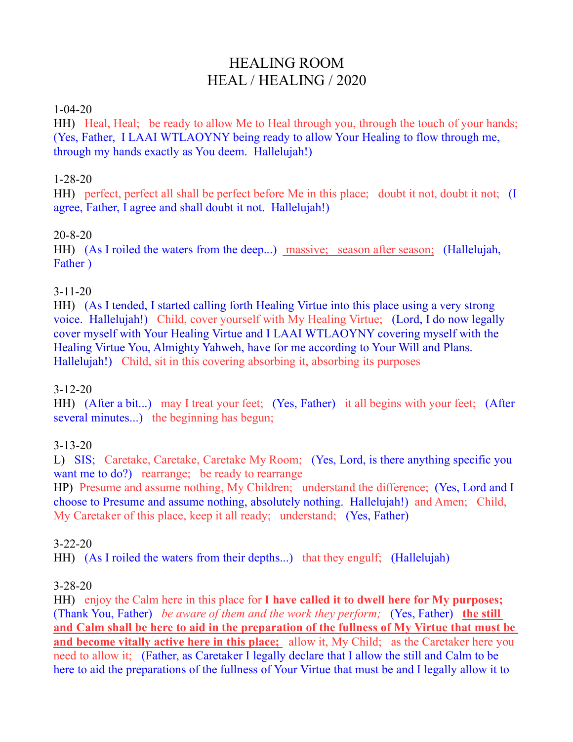# HEALING ROOM
# HEAL / HEALING / 2020

1-04-20
HH) Heal, Heal; be ready to allow Me to Heal through you, through the touch of your hands; (Yes, Father, I LAAI WTLAOYNY being ready to allow Your Healing to flow through me, through my hands exactly as You deem. Hallelujah!)

1-28-20
HH) perfect, perfect all shall be perfect before Me in this place; doubt it not, doubt it not; (I agree, Father, I agree and shall doubt it not. Hallelujah!)

20-8-20
HH) (As I roiled the waters from the deep...) massive; season after season; (Hallelujah, Father )

3-11-20
HH) (As I tended, I started calling forth Healing Virtue into this place using a very strong voice. Hallelujah!) Child, cover yourself with My Healing Virtue; (Lord, I do now legally cover myself with Your Healing Virtue and I LAAI WTLAOYNY covering myself with the Healing Virtue You, Almighty Yahweh, have for me according to Your Will and Plans. Hallelujah!) Child, sit in this covering absorbing it, absorbing its purposes

3-12-20
HH) (After a bit...) may I treat your feet; (Yes, Father) it all begins with your feet; (After several minutes...) the beginning has begun;

3-13-20
L) SIS; Caretake, Caretake, Caretake My Room; (Yes, Lord, is there anything specific you want me to do?) rearrange; be ready to rearrange
HP) Presume and assume nothing, My Children; understand the difference; (Yes, Lord and I choose to Presume and assume nothing, absolutely nothing. Hallelujah!) and Amen; Child, My Caretaker of this place, keep it all ready; understand; (Yes, Father)

3-22-20
HH) (As I roiled the waters from their depths...) that they engulf; (Hallelujah)

3-28-20
HH) enjoy the Calm here in this place for **I have called it to dwell here for My purposes;** (Thank You, Father) *be aware of them and the work they perform;* (Yes, Father) **the still and Calm shall be here to aid in the preparation of the fullness of My Virtue that must be and become vitally active here in this place;** allow it, My Child; as the Caretaker here you need to allow it; (Father, as Caretaker I legally declare that I allow the still and Calm to be here to aid the preparations of the fullness of Your Virtue that must be and I legally allow it to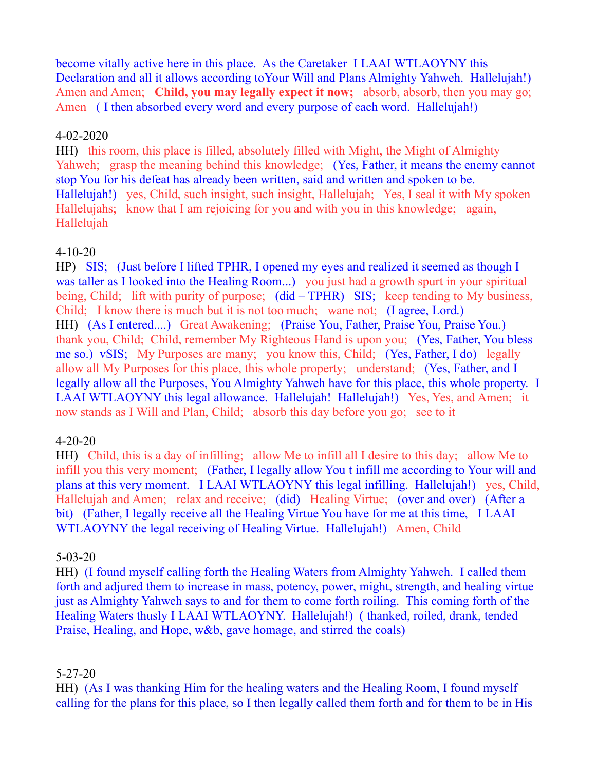become vitally active here in this place. As the Caretaker I LAAI WTLAOYNY this Declaration and all it allows according toYour Will and Plans Almighty Yahweh. Hallelujah!) Amen and Amen; **Child, you may legally expect it now;** absorb, absorb, then you may go; Amen ( I then absorbed every word and every purpose of each word. Hallelujah!)

4-02-2020

HH) this room, this place is filled, absolutely filled with Might, the Might of Almighty Yahweh; grasp the meaning behind this knowledge; (Yes, Father, it means the enemy cannot stop You for his defeat has already been written, said and written and spoken to be. Hallelujah!) yes, Child, such insight, such insight, Hallelujah; Yes, I seal it with My spoken Hallelujahs; know that I am rejoicing for you and with you in this knowledge; again, Hallelujah

4-10-20

HP) SIS; (Just before I lifted TPHR, I opened my eyes and realized it seemed as though I was taller as I looked into the Healing Room...) you just had a growth spurt in your spiritual being, Child; lift with purity of purpose; (did – TPHR) SIS; keep tending to My business, Child; I know there is much but it is not too much; wane not; (I agree, Lord.)

HH) (As I entered....) Great Awakening; (Praise You, Father, Praise You, Praise You.) thank you, Child; Child, remember My Righteous Hand is upon you; (Yes, Father, You bless me so.) vSIS; My Purposes are many; you know this, Child; (Yes, Father, I do) legally allow all My Purposes for this place, this whole property; understand; (Yes, Father, and I legally allow all the Purposes, You Almighty Yahweh have for this place, this whole property. I LAAI WTLAOYNY this legal allowance. Hallelujah! Hallelujah!) Yes, Yes, and Amen; it now stands as I Will and Plan, Child; absorb this day before you go; see to it

4-20-20

HH) Child, this is a day of infilling; allow Me to infill all I desire to this day; allow Me to infill you this very moment; (Father, I legally allow You t infill me according to Your will and plans at this very moment. I LAAI WTLAOYNY this legal infilling. Hallelujah!) yes, Child, Hallelujah and Amen; relax and receive; (did) Healing Virtue; (over and over) (After a bit) (Father, I legally receive all the Healing Virtue You have for me at this time, I LAAI WTLAOYNY the legal receiving of Healing Virtue. Hallelujah!) Amen, Child

5-03-20

HH) (I found myself calling forth the Healing Waters from Almighty Yahweh. I called them forth and adjured them to increase in mass, potency, power, might, strength, and healing virtue just as Almighty Yahweh says to and for them to come forth roiling. This coming forth of the Healing Waters thusly I LAAI WTLAOYNY. Hallelujah!) ( thanked, roiled, drank, tended Praise, Healing, and Hope, w&b, gave homage, and stirred the coals)

5-27-20

HH) (As I was thanking Him for the healing waters and the Healing Room, I found myself calling for the plans for this place, so I then legally called them forth and for them to be in His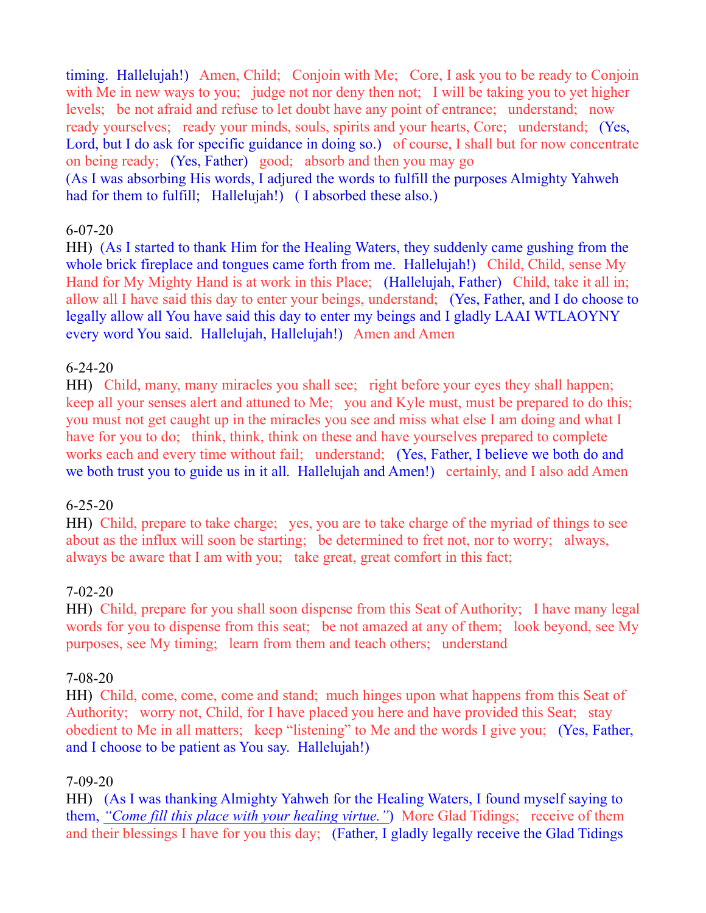timing.  Hallelujah!)   Amen, Child;   Conjoin with Me;   Core, I ask you to be ready to Conjoin with Me in new ways to you;   judge not nor deny then not;   I will be taking you to yet higher levels;   be not afraid and refuse to let doubt have any point of entrance;   understand;   now ready yourselves;   ready your minds, souls, spirits and your hearts, Core;   understand;   (Yes, Lord, but I do ask for specific guidance in doing so.)   of course, I shall but for now concentrate on being ready;   (Yes, Father)   good;   absorb and then you may go
(As I was absorbing His words, I adjured the words to fulfill the purposes Almighty Yahweh had for them to fulfill;   Hallelujah!)   ( I absorbed these also.)

6-07-20
HH)  (As I started to thank Him for the Healing Waters, they suddenly came gushing from the whole brick fireplace and tongues came forth from me.  Hallelujah!)   Child, Child, sense My Hand for My Mighty Hand is at work in this Place;   (Hallelujah, Father)   Child, take it all in; allow all I have said this day to enter your beings, understand;   (Yes, Father, and I do choose to legally allow all You have said this day to enter my beings and I gladly LAAI WTLAOYNY every word You said.  Hallelujah, Hallelujah!)   Amen and Amen

6-24-20
HH)   Child, many, many miracles you shall see;   right before your eyes they shall happen; keep all your senses alert and attuned to Me;   you and Kyle must, must be prepared to do this; you must not get caught up in the miracles you see and miss what else I am doing and what I have for you to do;   think, think, think on these and have yourselves prepared to complete works each and every time without fail;   understand;   (Yes, Father, I believe we both do and we both trust you to guide us in it all.  Hallelujah and Amen!)   certainly, and I also add Amen

6-25-20
HH)  Child, prepare to take charge;   yes, you are to take charge of the myriad of things to see about as the influx will soon be starting;   be determined to fret not, nor to worry;   always, always be aware that I am with you;   take great, great comfort in this fact;

7-02-20
HH)  Child, prepare for you shall soon dispense from this Seat of Authority;   I have many legal words for you to dispense from this seat;   be not amazed at any of them;   look beyond, see My purposes, see My timing;   learn from them and teach others;   understand

7-08-20
HH)  Child, come, come, come and stand;  much hinges upon what happens from this Seat of Authority;   worry not, Child, for I have placed you here and have provided this Seat;   stay obedient to Me in all matters;   keep "listening" to Me and the words I give you;   (Yes, Father, and I choose to be patient as You say.  Hallelujah!)

7-09-20
HH)   (As I was thanking Almighty Yahweh for the Healing Waters, I found myself saying to them, *"Come fill this place with your healing virtue."*)  More Glad Tidings;   receive of them and their blessings I have for you this day;   (Father, I gladly legally receive the Glad Tidings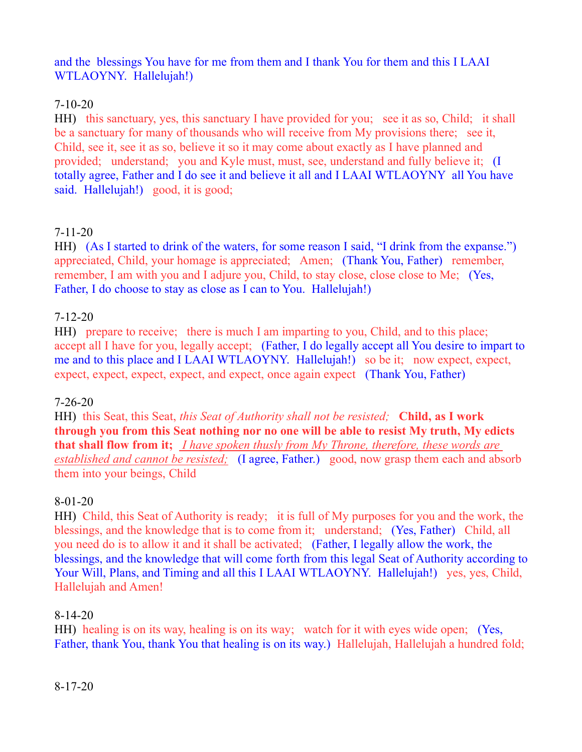and the blessings You have for me from them and I thank You for them and this I LAAI WTLAOYNY. Hallelujah!)

7-10-20

HH) this sanctuary, yes, this sanctuary I have provided for you; see it as so, Child; it shall be a sanctuary for many of thousands who will receive from My provisions there; see it, Child, see it, see it as so, believe it so it may come about exactly as I have planned and provided; understand; you and Kyle must, must, see, understand and fully believe it; (I totally agree, Father and I do see it and believe it all and I LAAI WTLAOYNY all You have said. Hallelujah!) good, it is good;

7-11-20

HH) (As I started to drink of the waters, for some reason I said, "I drink from the expanse.") appreciated, Child, your homage is appreciated; Amen; (Thank You, Father) remember, remember, I am with you and I adjure you, Child, to stay close, close close to Me; (Yes, Father, I do choose to stay as close as I can to You. Hallelujah!)

7-12-20

HH) prepare to receive; there is much I am imparting to you, Child, and to this place; accept all I have for you, legally accept; (Father, I do legally accept all You desire to impart to me and to this place and I LAAI WTLAOYNY. Hallelujah!) so be it; now expect, expect, expect, expect, expect, expect, and expect, once again expect (Thank You, Father)

7-26-20

HH) this Seat, this Seat, *this Seat of Authority shall not be resisted;* **Child, as I work through you from this Seat nothing nor no one will be able to resist My truth, My edicts that shall flow from it;** *I have spoken thusly from My Throne, therefore, these words are established and cannot be resisted;* (I agree, Father.) good, now grasp them each and absorb them into your beings, Child

8-01-20

HH) Child, this Seat of Authority is ready; it is full of My purposes for you and the work, the blessings, and the knowledge that is to come from it; understand; (Yes, Father) Child, all you need do is to allow it and it shall be activated; (Father, I legally allow the work, the blessings, and the knowledge that will come forth from this legal Seat of Authority according to Your Will, Plans, and Timing and all this I LAAI WTLAOYNY. Hallelujah!) yes, yes, Child, Hallelujah and Amen!

8-14-20

HH) healing is on its way, healing is on its way; watch for it with eyes wide open; (Yes, Father, thank You, thank You that healing is on its way.) Hallelujah, Hallelujah a hundred fold;

8-17-20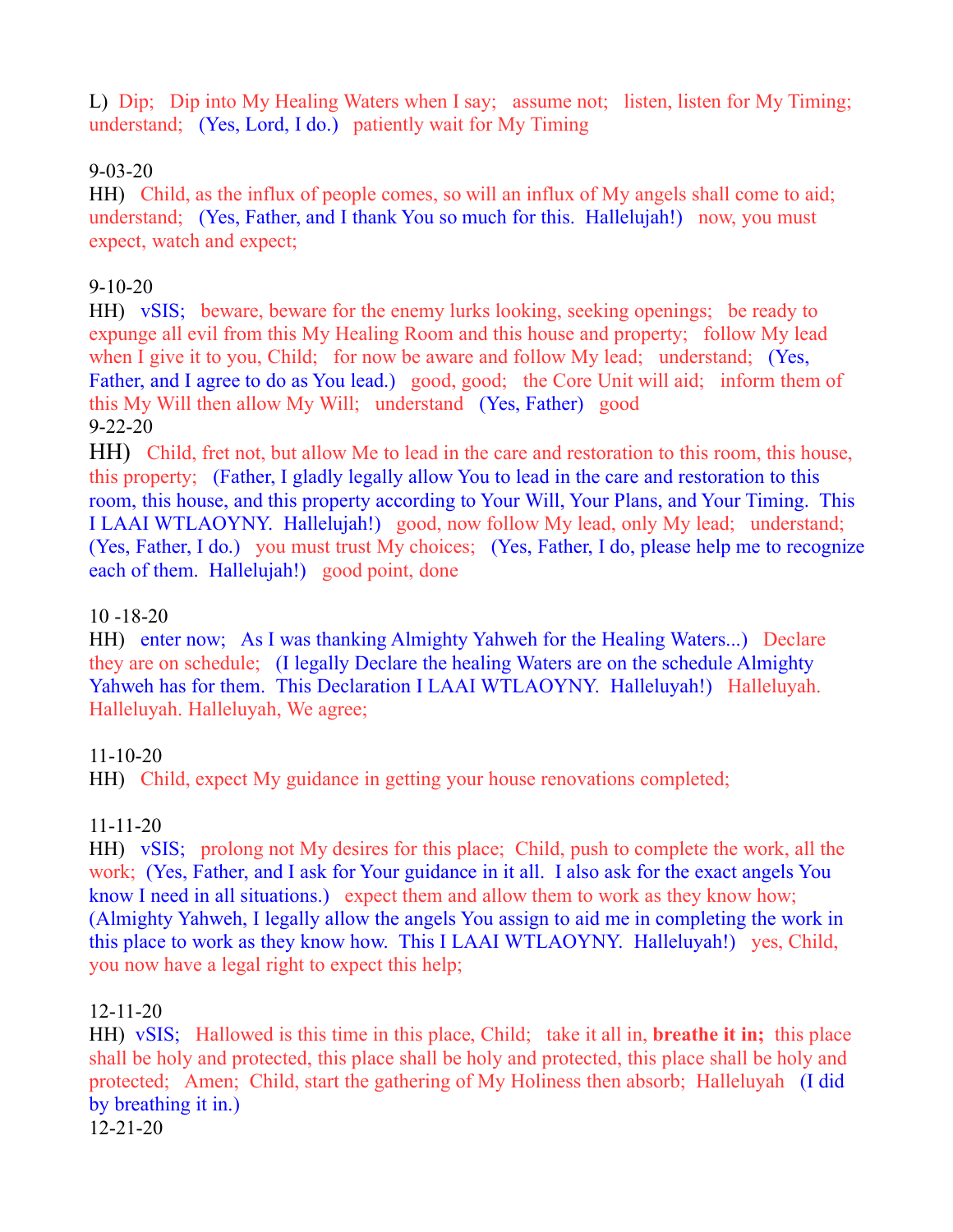L) Dip; Dip into My Healing Waters when I say; assume not; listen, listen for My Timing; understand; (Yes, Lord, I do.) patiently wait for My Timing

9-03-20
HH) Child, as the influx of people comes, so will an influx of My angels shall come to aid; understand; (Yes, Father, and I thank You so much for this. Hallelujah!) now, you must expect, watch and expect;

9-10-20
HH) vSIS; beware, beware for the enemy lurks looking, seeking openings; be ready to expunge all evil from this My Healing Room and this house and property; follow My lead when I give it to you, Child; for now be aware and follow My lead; understand; (Yes, Father, and I agree to do as You lead.) good, good; the Core Unit will aid; inform them of this My Will then allow My Will; understand (Yes, Father) good

9-22-20
HH) Child, fret not, but allow Me to lead in the care and restoration to this room, this house, this property; (Father, I gladly legally allow You to lead in the care and restoration to this room, this house, and this property according to Your Will, Your Plans, and Your Timing. This I LAAI WTLAOYNY. Hallelujah!) good, now follow My lead, only My lead; understand; (Yes, Father, I do.) you must trust My choices; (Yes, Father, I do, please help me to recognize each of them. Hallelujah!) good point, done

10 -18-20
HH) enter now; As I was thanking Almighty Yahweh for the Healing Waters...) Declare they are on schedule; (I legally Declare the healing Waters are on the schedule Almighty Yahweh has for them. This Declaration I LAAI WTLAOYNY. Halleluyah!) Halleluyah. Halleluyah. Halleluyah, We agree;

11-10-20
HH) Child, expect My guidance in getting your house renovations completed;

11-11-20
HH) vSIS; prolong not My desires for this place; Child, push to complete the work, all the work; (Yes, Father, and I ask for Your guidance in it all. I also ask for the exact angels You know I need in all situations.) expect them and allow them to work as they know how; (Almighty Yahweh, I legally allow the angels You assign to aid me in completing the work in this place to work as they know how. This I LAAI WTLAOYNY. Halleluyah!) yes, Child, you now have a legal right to expect this help;

12-11-20
HH) vSIS; Hallowed is this time in this place, Child; take it all in, **breathe it in;** this place shall be holy and protected, this place shall be holy and protected, this place shall be holy and protected; Amen; Child, start the gathering of My Holiness then absorb; Halleluyah (I did by breathing it in.)

12-21-20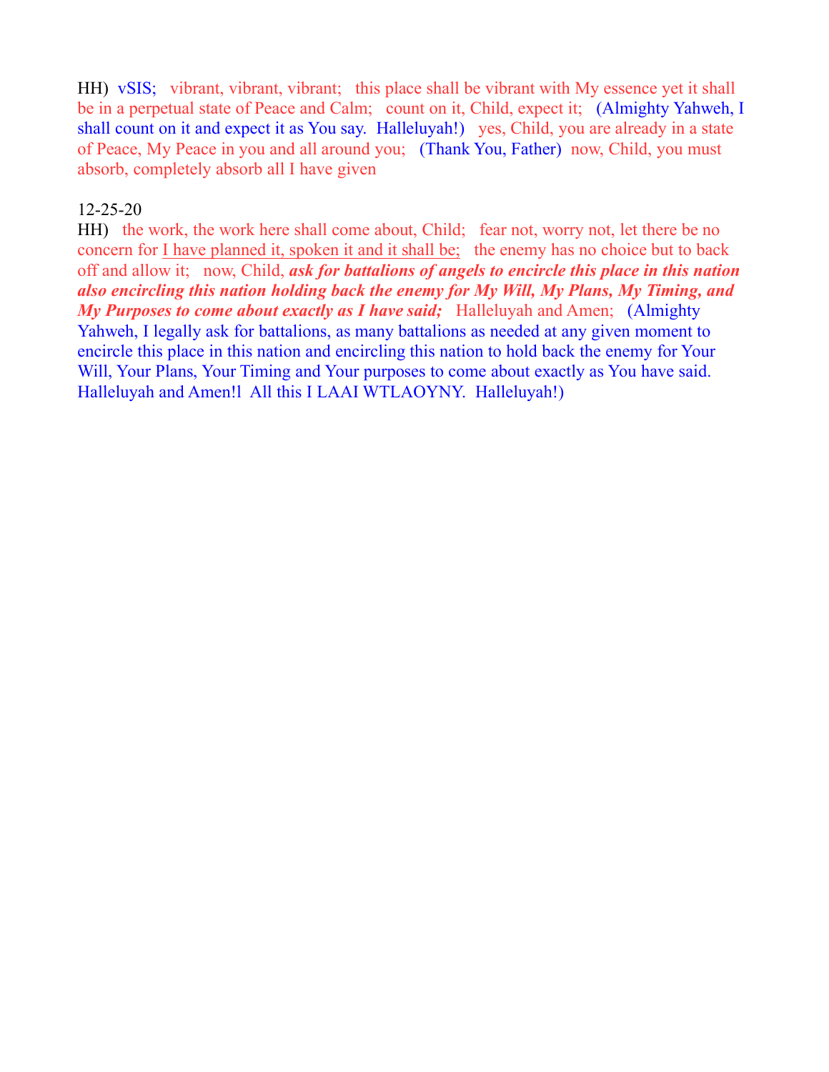HH)  vSIS;   vibrant, vibrant, vibrant;   this place shall be vibrant with My essence yet it shall be in a perpetual state of Peace and Calm;   count on it, Child, expect it;   (Almighty Yahweh, I shall count on it and expect it as You say.  Halleluyah!)   yes, Child, you are already in a state of Peace, My Peace in you and all around you;   (Thank You, Father)  now, Child, you must absorb, completely absorb all I have given

12-25-20
HH)   the work, the work here shall come about, Child;   fear not, worry not, let there be no concern for I have planned it, spoken it and it shall be;   the enemy has no choice but to back off and allow it;   now, Child, ***ask for battalions of angels to encircle this place in this nation also encircling this nation holding back the enemy for My Will, My Plans, My Timing, and My Purposes to come about exactly as I have said;***   Halleluyah and Amen;   (Almighty Yahweh, I legally ask for battalions, as many battalions as needed at any given moment to encircle this place in this nation and encircling this nation to hold back the enemy for Your Will, Your Plans, Your Timing and Your purposes to come about exactly as You have said.  Halleluyah and Amen!l  All this I LAAI WTLAOYNY.  Halleluyah!)